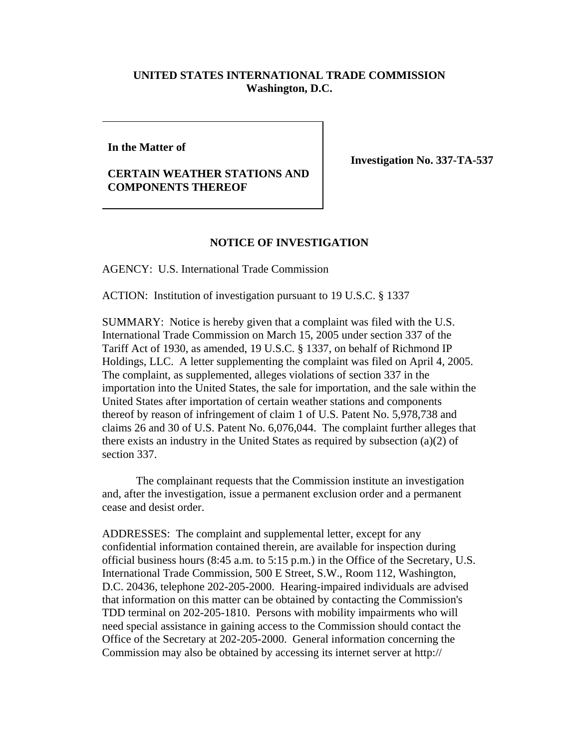**UNITED STATES INTERNATIONAL TRADE COMMISSION**
**Washington, D.C.**

**In the Matter of**

**CERTAIN WEATHER STATIONS AND COMPONENTS THEREOF**

**Investigation No. 337-TA-537**

## NOTICE OF INVESTIGATION

AGENCY: U.S. International Trade Commission

ACTION: Institution of investigation pursuant to 19 U.S.C. § 1337

SUMMARY: Notice is hereby given that a complaint was filed with the U.S. International Trade Commission on March 15, 2005 under section 337 of the Tariff Act of 1930, as amended, 19 U.S.C. § 1337, on behalf of Richmond IP Holdings, LLC. A letter supplementing the complaint was filed on April 4, 2005. The complaint, as supplemented, alleges violations of section 337 in the importation into the United States, the sale for importation, and the sale within the United States after importation of certain weather stations and components thereof by reason of infringement of claim 1 of U.S. Patent No. 5,978,738 and claims 26 and 30 of U.S. Patent No. 6,076,044. The complaint further alleges that there exists an industry in the United States as required by subsection (a)(2) of section 337.

The complainant requests that the Commission institute an investigation and, after the investigation, issue a permanent exclusion order and a permanent cease and desist order.

ADDRESSES: The complaint and supplemental letter, except for any confidential information contained therein, are available for inspection during official business hours (8:45 a.m. to 5:15 p.m.) in the Office of the Secretary, U.S. International Trade Commission, 500 E Street, S.W., Room 112, Washington, D.C. 20436, telephone 202-205-2000. Hearing-impaired individuals are advised that information on this matter can be obtained by contacting the Commission's TDD terminal on 202-205-1810. Persons with mobility impairments who will need special assistance in gaining access to the Commission should contact the Office of the Secretary at 202-205-2000. General information concerning the Commission may also be obtained by accessing its internet server at http://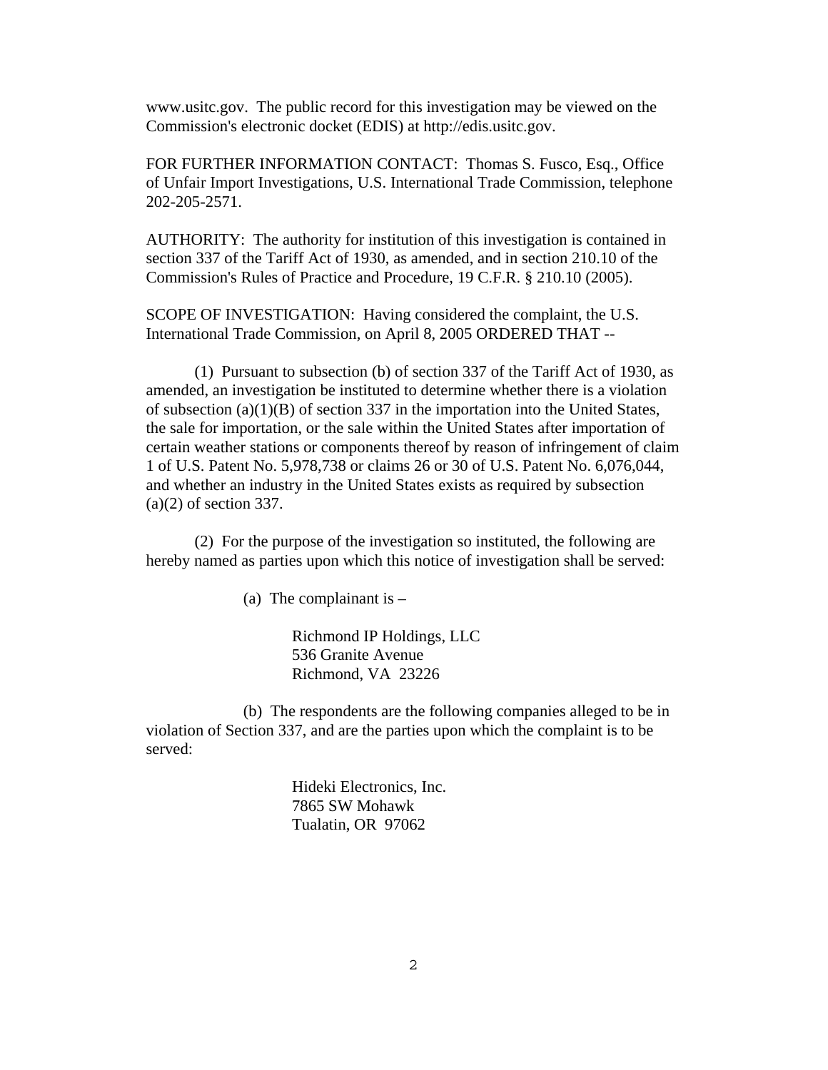www.usitc.gov. The public record for this investigation may be viewed on the Commission's electronic docket (EDIS) at http://edis.usitc.gov.

FOR FURTHER INFORMATION CONTACT: Thomas S. Fusco, Esq., Office of Unfair Import Investigations, U.S. International Trade Commission, telephone 202-205-2571.

AUTHORITY: The authority for institution of this investigation is contained in section 337 of the Tariff Act of 1930, as amended, and in section 210.10 of the Commission's Rules of Practice and Procedure, 19 C.F.R. § 210.10 (2005).

SCOPE OF INVESTIGATION: Having considered the complaint, the U.S. International Trade Commission, on April 8, 2005 ORDERED THAT --

(1) Pursuant to subsection (b) of section 337 of the Tariff Act of 1930, as amended, an investigation be instituted to determine whether there is a violation of subsection (a)(1)(B) of section 337 in the importation into the United States, the sale for importation, or the sale within the United States after importation of certain weather stations or components thereof by reason of infringement of claim 1 of U.S. Patent No. 5,978,738 or claims 26 or 30 of U.S. Patent No. 6,076,044, and whether an industry in the United States exists as required by subsection (a)(2) of section 337.

(2) For the purpose of the investigation so instituted, the following are hereby named as parties upon which this notice of investigation shall be served:

(a) The complainant is –

Richmond IP Holdings, LLC
536 Granite Avenue
Richmond, VA 23226

(b) The respondents are the following companies alleged to be in violation of Section 337, and are the parties upon which the complaint is to be served:

Hideki Electronics, Inc.
7865 SW Mohawk
Tualatin, OR 97062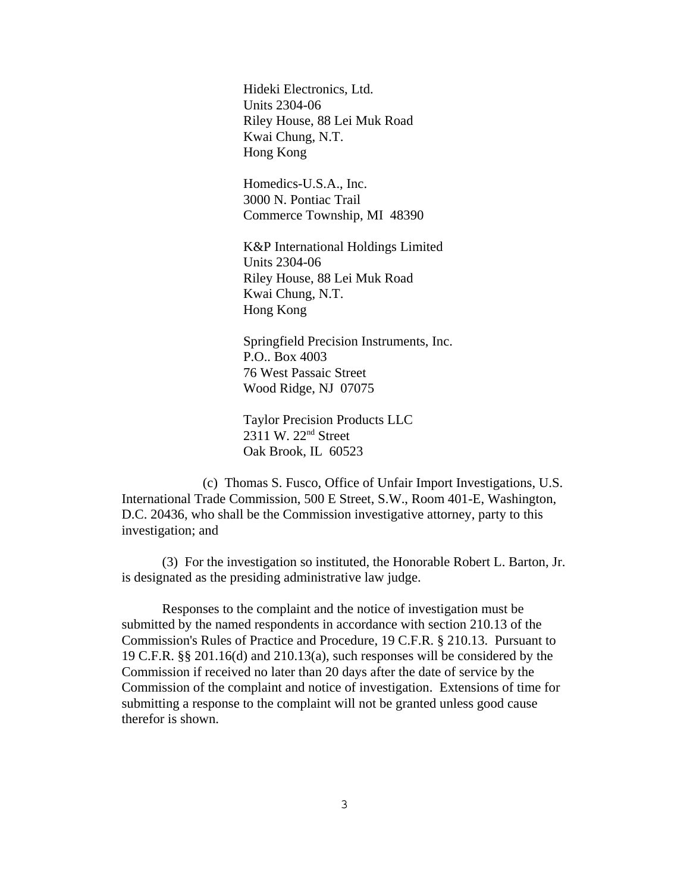Hideki Electronics, Ltd.
Units 2304-06
Riley House, 88 Lei Muk Road
Kwai Chung, N.T.
Hong Kong

Homedics-U.S.A., Inc.
3000 N. Pontiac Trail
Commerce Township, MI 48390

K&P International Holdings Limited
Units 2304-06
Riley House, 88 Lei Muk Road
Kwai Chung, N.T.
Hong Kong

Springfield Precision Instruments, Inc.
P.O.. Box 4003
76 West Passaic Street
Wood Ridge, NJ 07075

Taylor Precision Products LLC
2311 W. 22nd Street
Oak Brook, IL 60523

(c) Thomas S. Fusco, Office of Unfair Import Investigations, U.S. International Trade Commission, 500 E Street, S.W., Room 401-E, Washington, D.C. 20436, who shall be the Commission investigative attorney, party to this investigation; and

(3) For the investigation so instituted, the Honorable Robert L. Barton, Jr. is designated as the presiding administrative law judge.

Responses to the complaint and the notice of investigation must be submitted by the named respondents in accordance with section 210.13 of the Commission's Rules of Practice and Procedure, 19 C.F.R. § 210.13. Pursuant to 19 C.F.R. §§ 201.16(d) and 210.13(a), such responses will be considered by the Commission if received no later than 20 days after the date of service by the Commission of the complaint and notice of investigation. Extensions of time for submitting a response to the complaint will not be granted unless good cause therefor is shown.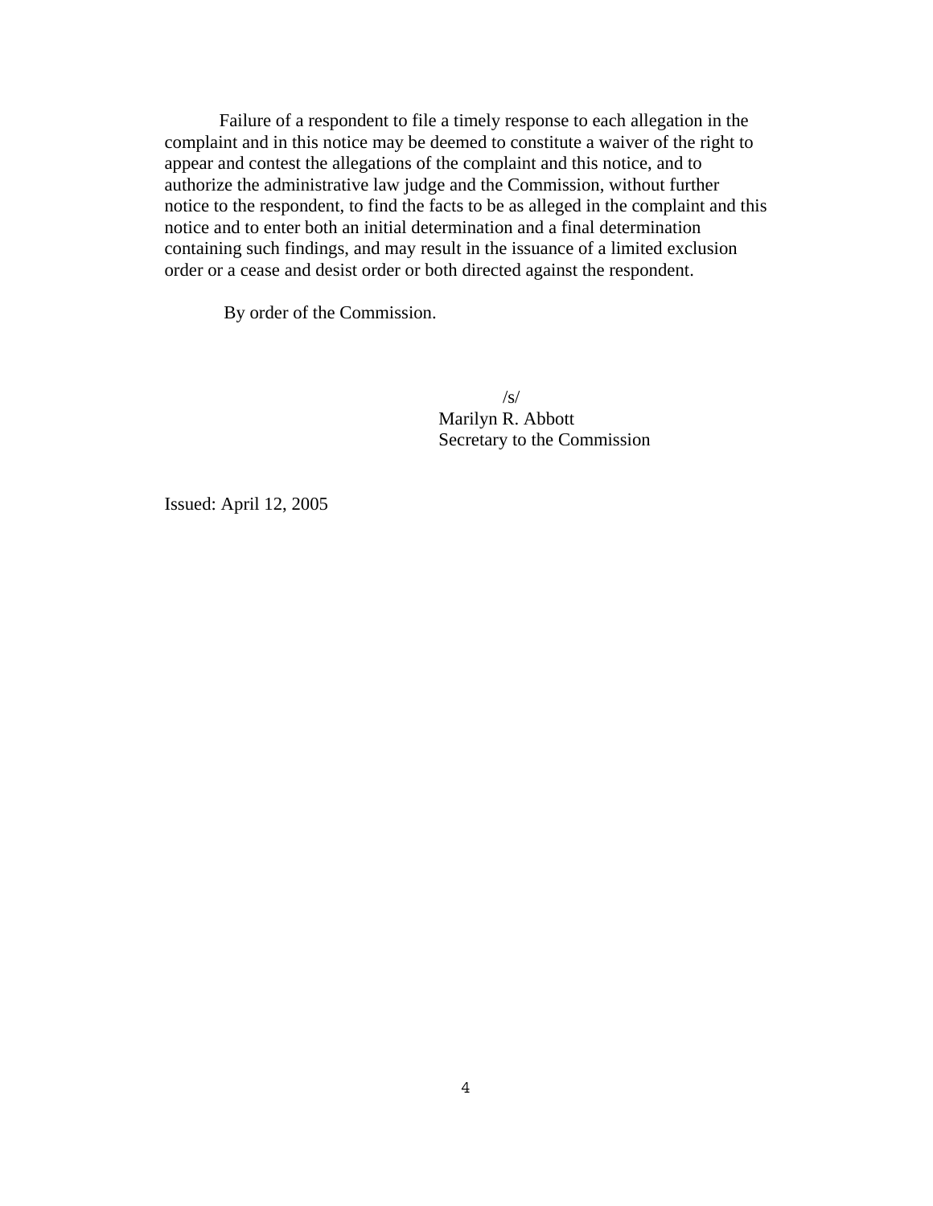Failure of a respondent to file a timely response to each allegation in the complaint and in this notice may be deemed to constitute a waiver of the right to appear and contest the allegations of the complaint and this notice, and to authorize the administrative law judge and the Commission, without further notice to the respondent, to find the facts to be as alleged in the complaint and this notice and to enter both an initial determination and a final determination containing such findings, and may result in the issuance of a limited exclusion order or a cease and desist order or both directed against the respondent.

By order of the Commission.

/s/
Marilyn R. Abbott
Secretary to the Commission

Issued: April 12, 2005